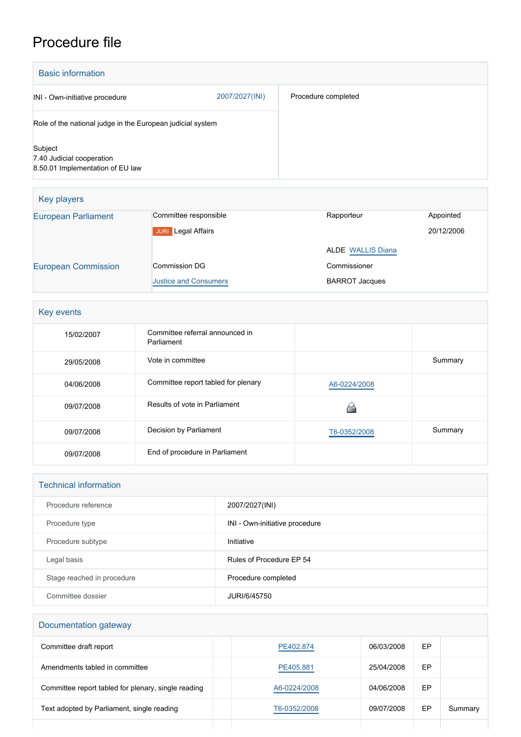# Procedure file

## Basic information

| | | |
|---|---|---|
| INI - Own-initiative procedure | 2007/2027(INI) | Procedure completed |
| Role of the national judge in the European judicial system | | |
| Subject<br>7.40 Judicial cooperation<br>8.50.01 Implementation of EU law | | |

## Key players

| | | | |
|---|---|---|---|
| European Parliament | Committee responsible | Rapporteur | Appointed |
| | JURI Legal Affairs | | 20/12/2006 |
| | | ALDE WALLIS Diana | |
| European Commission | Commission DG | Commissioner | |
| | Justice and Consumers | BARROT Jacques | |

## Key events

| | | | |
|---|---|---|---|
| 15/02/2007 | Committee referral announced in Parliament | | |
| 29/05/2008 | Vote in committee | | Summary |
| 04/06/2008 | Committee report tabled for plenary | A6-0224/2008 | |
| 09/07/2008 | Results of vote in Parliament | | |
| 09/07/2008 | Decision by Parliament | T6-0352/2008 | Summary |
| 09/07/2008 | End of procedure in Parliament | | |

## Technical information

| | |
|---|---|
| Procedure reference | 2007/2027(INI) |
| Procedure type | INI - Own-initiative procedure |
| Procedure subtype | Initiative |
| Legal basis | Rules of Procedure EP 54 |
| Stage reached in procedure | Procedure completed |
| Committee dossier | JURI/6/45750 |

## Documentation gateway

| | | | | | |
|---|---|---|---|---|---|
| Committee draft report | | PE402.874 | 06/03/2008 | EP | |
| Amendments tabled in committee | | PE405.881 | 25/04/2008 | EP | |
| Committee report tabled for plenary, single reading | | A6-0224/2008 | 04/06/2008 | EP | |
| Text adopted by Parliament, single reading | | T6-0352/2008 | 09/07/2008 | EP | Summary |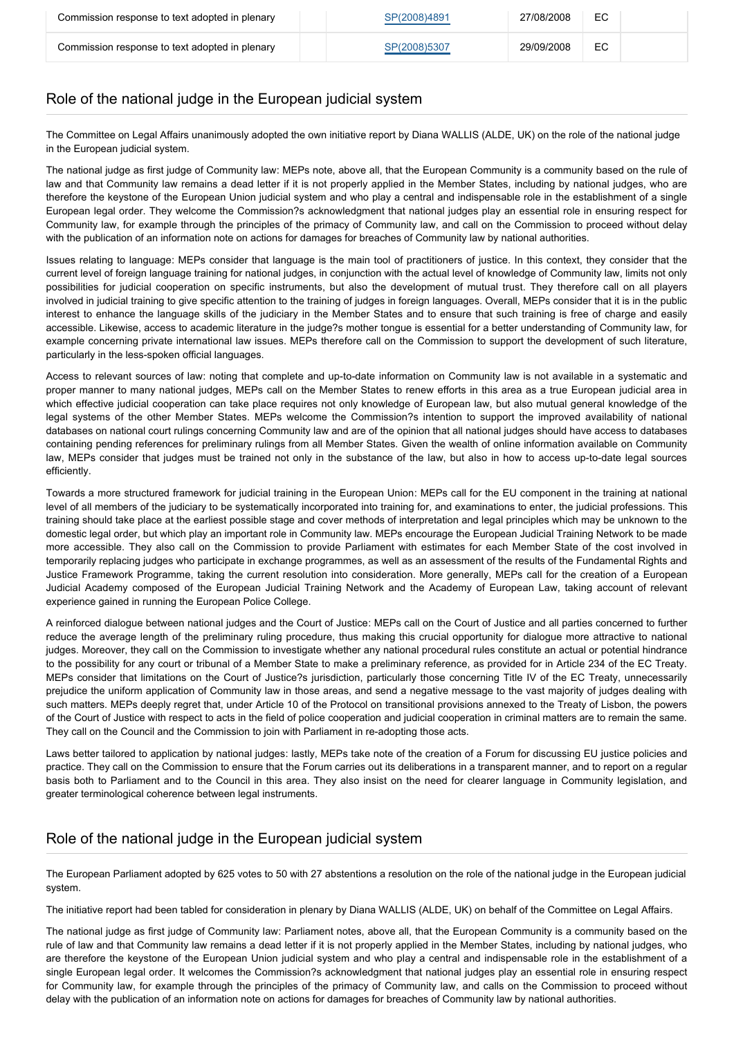| Commission response to text adopted in plenary | | SP(2008)4891 | 27/08/2008 | EC | |
|---|---|---|---|---|---|
| Commission response to text adopted in plenary | | SP(2008)5307 | 29/09/2008 | EC | |

## Role of the national judge in the European judicial system

The Committee on Legal Affairs unanimously adopted the own initiative report by Diana WALLIS (ALDE, UK) on the role of the national judge in the European judicial system.

The national judge as first judge of Community law: MEPs note, above all, that the European Community is a community based on the rule of law and that Community law remains a dead letter if it is not properly applied in the Member States, including by national judges, who are therefore the keystone of the European Union judicial system and who play a central and indispensable role in the establishment of a single European legal order. They welcome the Commission?s acknowledgment that national judges play an essential role in ensuring respect for Community law, for example through the principles of the primacy of Community law, and call on the Commission to proceed without delay with the publication of an information note on actions for damages for breaches of Community law by national authorities.

Issues relating to language: MEPs consider that language is the main tool of practitioners of justice. In this context, they consider that the current level of foreign language training for national judges, in conjunction with the actual level of knowledge of Community law, limits not only possibilities for judicial cooperation on specific instruments, but also the development of mutual trust. They therefore call on all players involved in judicial training to give specific attention to the training of judges in foreign languages. Overall, MEPs consider that it is in the public interest to enhance the language skills of the judiciary in the Member States and to ensure that such training is free of charge and easily accessible. Likewise, access to academic literature in the judge?s mother tongue is essential for a better understanding of Community law, for example concerning private international law issues. MEPs therefore call on the Commission to support the development of such literature, particularly in the less-spoken official languages.

Access to relevant sources of law: noting that complete and up-to-date information on Community law is not available in a systematic and proper manner to many national judges, MEPs call on the Member States to renew efforts in this area as a true European judicial area in which effective judicial cooperation can take place requires not only knowledge of European law, but also mutual general knowledge of the legal systems of the other Member States. MEPs welcome the Commission?s intention to support the improved availability of national databases on national court rulings concerning Community law and are of the opinion that all national judges should have access to databases containing pending references for preliminary rulings from all Member States. Given the wealth of online information available on Community law, MEPs consider that judges must be trained not only in the substance of the law, but also in how to access up-to-date legal sources efficiently.

Towards a more structured framework for judicial training in the European Union: MEPs call for the EU component in the training at national level of all members of the judiciary to be systematically incorporated into training for, and examinations to enter, the judicial professions. This training should take place at the earliest possible stage and cover methods of interpretation and legal principles which may be unknown to the domestic legal order, but which play an important role in Community law. MEPs encourage the European Judicial Training Network to be made more accessible. They also call on the Commission to provide Parliament with estimates for each Member State of the cost involved in temporarily replacing judges who participate in exchange programmes, as well as an assessment of the results of the Fundamental Rights and Justice Framework Programme, taking the current resolution into consideration. More generally, MEPs call for the creation of a European Judicial Academy composed of the European Judicial Training Network and the Academy of European Law, taking account of relevant experience gained in running the European Police College.

A reinforced dialogue between national judges and the Court of Justice: MEPs call on the Court of Justice and all parties concerned to further reduce the average length of the preliminary ruling procedure, thus making this crucial opportunity for dialogue more attractive to national judges. Moreover, they call on the Commission to investigate whether any national procedural rules constitute an actual or potential hindrance to the possibility for any court or tribunal of a Member State to make a preliminary reference, as provided for in Article 234 of the EC Treaty. MEPs consider that limitations on the Court of Justice?s jurisdiction, particularly those concerning Title IV of the EC Treaty, unnecessarily prejudice the uniform application of Community law in those areas, and send a negative message to the vast majority of judges dealing with such matters. MEPs deeply regret that, under Article 10 of the Protocol on transitional provisions annexed to the Treaty of Lisbon, the powers of the Court of Justice with respect to acts in the field of police cooperation and judicial cooperation in criminal matters are to remain the same. They call on the Council and the Commission to join with Parliament in re-adopting those acts.

Laws better tailored to application by national judges: lastly, MEPs take note of the creation of a Forum for discussing EU justice policies and practice. They call on the Commission to ensure that the Forum carries out its deliberations in a transparent manner, and to report on a regular basis both to Parliament and to the Council in this area. They also insist on the need for clearer language in Community legislation, and greater terminological coherence between legal instruments.

## Role of the national judge in the European judicial system

The European Parliament adopted by 625 votes to 50 with 27 abstentions a resolution on the role of the national judge in the European judicial system.

The initiative report had been tabled for consideration in plenary by Diana WALLIS (ALDE, UK) on behalf of the Committee on Legal Affairs.

The national judge as first judge of Community law: Parliament notes, above all, that the European Community is a community based on the rule of law and that Community law remains a dead letter if it is not properly applied in the Member States, including by national judges, who are therefore the keystone of the European Union judicial system and who play a central and indispensable role in the establishment of a single European legal order. It welcomes the Commission?s acknowledgment that national judges play an essential role in ensuring respect for Community law, for example through the principles of the primacy of Community law, and calls on the Commission to proceed without delay with the publication of an information note on actions for damages for breaches of Community law by national authorities.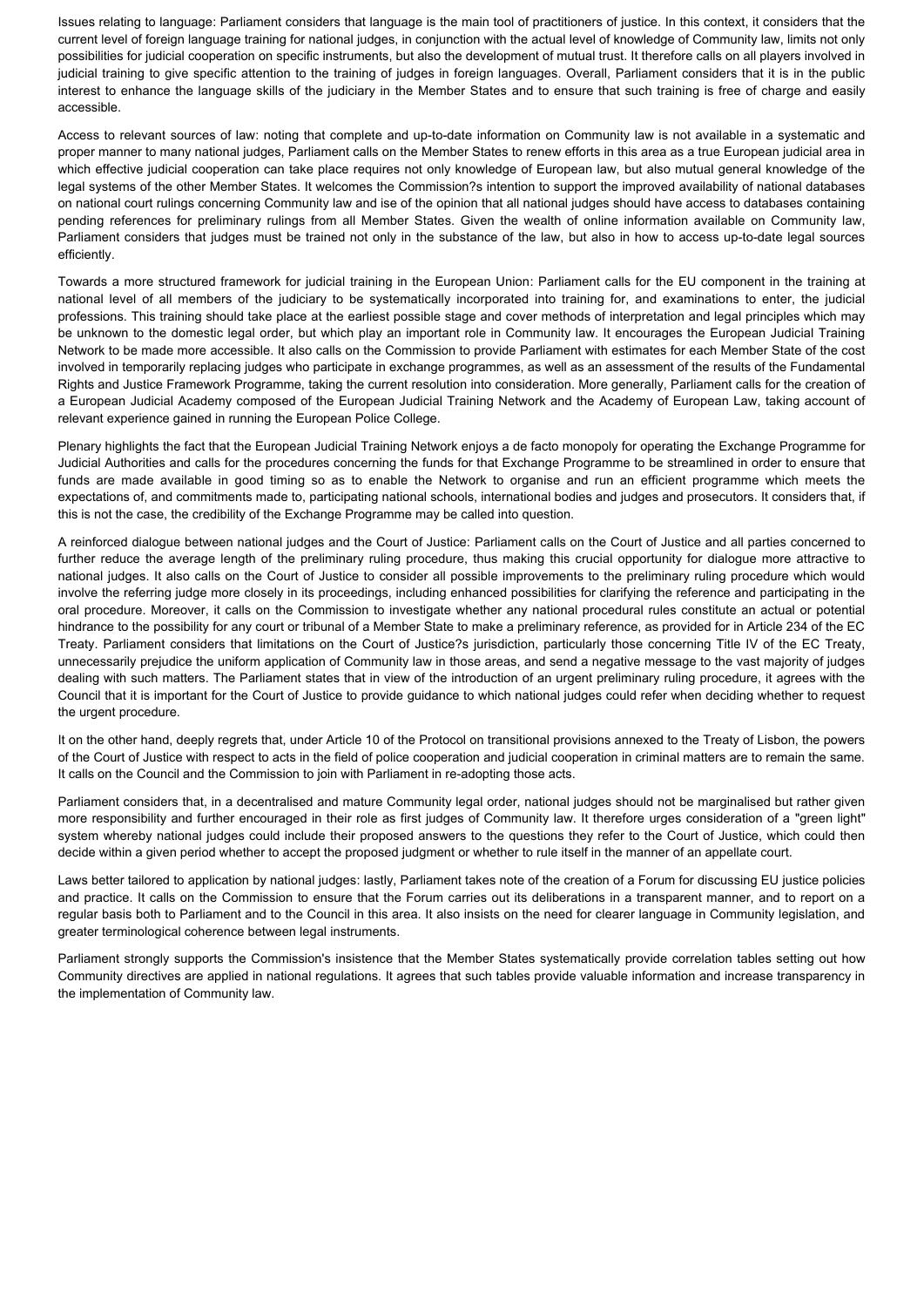Issues relating to language: Parliament considers that language is the main tool of practitioners of justice. In this context, it considers that the current level of foreign language training for national judges, in conjunction with the actual level of knowledge of Community law, limits not only possibilities for judicial cooperation on specific instruments, but also the development of mutual trust. It therefore calls on all players involved in judicial training to give specific attention to the training of judges in foreign languages. Overall, Parliament considers that it is in the public interest to enhance the language skills of the judiciary in the Member States and to ensure that such training is free of charge and easily accessible.

Access to relevant sources of law: noting that complete and up-to-date information on Community law is not available in a systematic and proper manner to many national judges, Parliament calls on the Member States to renew efforts in this area as a true European judicial area in which effective judicial cooperation can take place requires not only knowledge of European law, but also mutual general knowledge of the legal systems of the other Member States. It welcomes the Commission?s intention to support the improved availability of national databases on national court rulings concerning Community law and ise of the opinion that all national judges should have access to databases containing pending references for preliminary rulings from all Member States. Given the wealth of online information available on Community law, Parliament considers that judges must be trained not only in the substance of the law, but also in how to access up-to-date legal sources efficiently.

Towards a more structured framework for judicial training in the European Union: Parliament calls for the EU component in the training at national level of all members of the judiciary to be systematically incorporated into training for, and examinations to enter, the judicial professions. This training should take place at the earliest possible stage and cover methods of interpretation and legal principles which may be unknown to the domestic legal order, but which play an important role in Community law. It encourages the European Judicial Training Network to be made more accessible. It also calls on the Commission to provide Parliament with estimates for each Member State of the cost involved in temporarily replacing judges who participate in exchange programmes, as well as an assessment of the results of the Fundamental Rights and Justice Framework Programme, taking the current resolution into consideration. More generally, Parliament calls for the creation of a European Judicial Academy composed of the European Judicial Training Network and the Academy of European Law, taking account of relevant experience gained in running the European Police College.

Plenary highlights the fact that the European Judicial Training Network enjoys a de facto monopoly for operating the Exchange Programme for Judicial Authorities and calls for the procedures concerning the funds for that Exchange Programme to be streamlined in order to ensure that funds are made available in good timing so as to enable the Network to organise and run an efficient programme which meets the expectations of, and commitments made to, participating national schools, international bodies and judges and prosecutors. It considers that, if this is not the case, the credibility of the Exchange Programme may be called into question.

A reinforced dialogue between national judges and the Court of Justice: Parliament calls on the Court of Justice and all parties concerned to further reduce the average length of the preliminary ruling procedure, thus making this crucial opportunity for dialogue more attractive to national judges. It also calls on the Court of Justice to consider all possible improvements to the preliminary ruling procedure which would involve the referring judge more closely in its proceedings, including enhanced possibilities for clarifying the reference and participating in the oral procedure. Moreover, it calls on the Commission to investigate whether any national procedural rules constitute an actual or potential hindrance to the possibility for any court or tribunal of a Member State to make a preliminary reference, as provided for in Article 234 of the EC Treaty. Parliament considers that limitations on the Court of Justice?s jurisdiction, particularly those concerning Title IV of the EC Treaty, unnecessarily prejudice the uniform application of Community law in those areas, and send a negative message to the vast majority of judges dealing with such matters. The Parliament states that in view of the introduction of an urgent preliminary ruling procedure, it agrees with the Council that it is important for the Court of Justice to provide guidance to which national judges could refer when deciding whether to request the urgent procedure.

It on the other hand, deeply regrets that, under Article 10 of the Protocol on transitional provisions annexed to the Treaty of Lisbon, the powers of the Court of Justice with respect to acts in the field of police cooperation and judicial cooperation in criminal matters are to remain the same. It calls on the Council and the Commission to join with Parliament in re-adopting those acts.

Parliament considers that, in a decentralised and mature Community legal order, national judges should not be marginalised but rather given more responsibility and further encouraged in their role as first judges of Community law. It therefore urges consideration of a "green light" system whereby national judges could include their proposed answers to the questions they refer to the Court of Justice, which could then decide within a given period whether to accept the proposed judgment or whether to rule itself in the manner of an appellate court.

Laws better tailored to application by national judges: lastly, Parliament takes note of the creation of a Forum for discussing EU justice policies and practice. It calls on the Commission to ensure that the Forum carries out its deliberations in a transparent manner, and to report on a regular basis both to Parliament and to the Council in this area. It also insists on the need for clearer language in Community legislation, and greater terminological coherence between legal instruments.

Parliament strongly supports the Commission's insistence that the Member States systematically provide correlation tables setting out how Community directives are applied in national regulations. It agrees that such tables provide valuable information and increase transparency in the implementation of Community law.